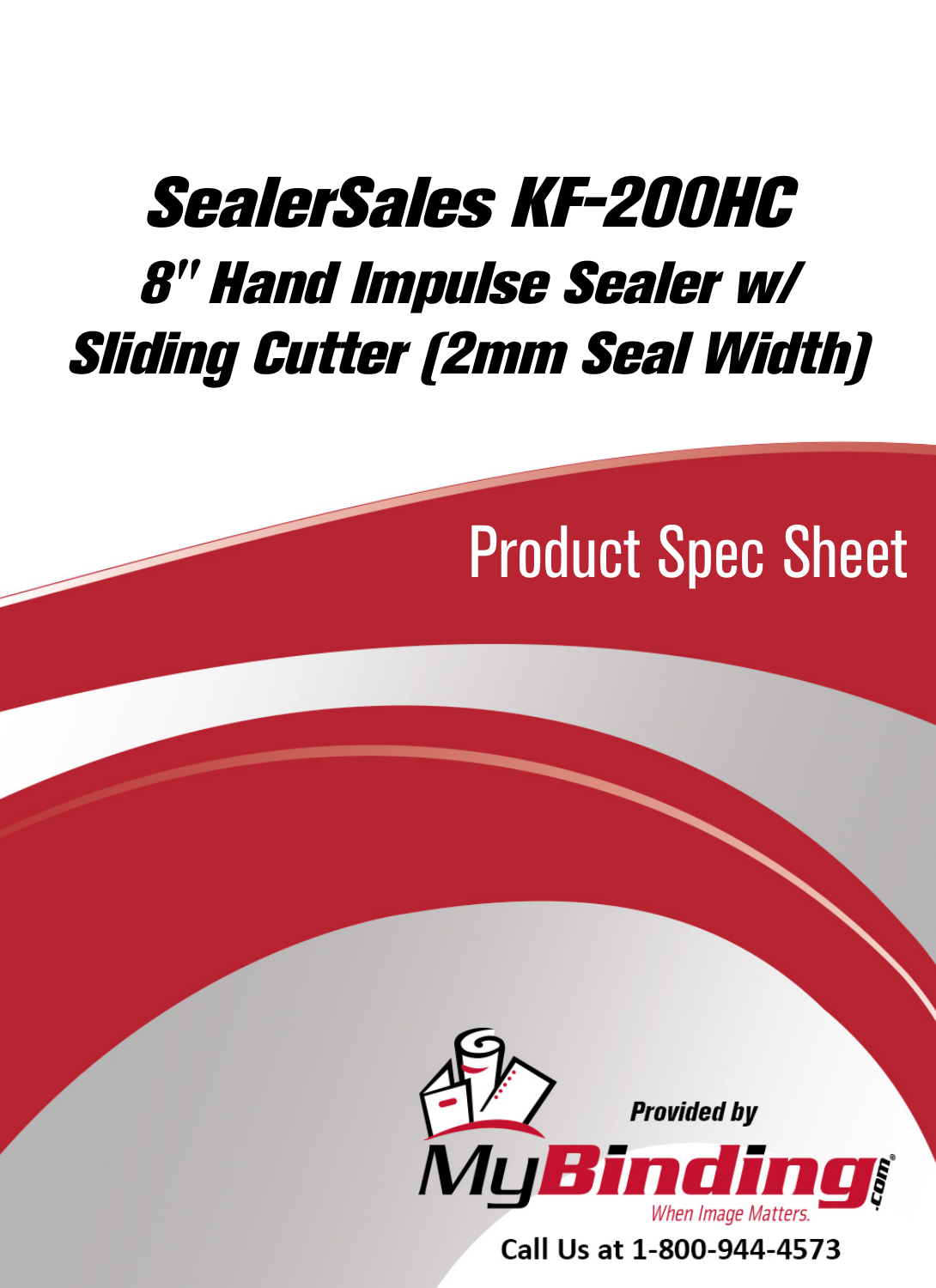# SealerSales KF-200HC

## 8" Hand Impulse Sealer w/ Sliding Cutter (2mm Seal Width)

Product Spec Sheet

Provided by

MyBinding.com

When Image Matters.

Call Us at 1-800-944-4573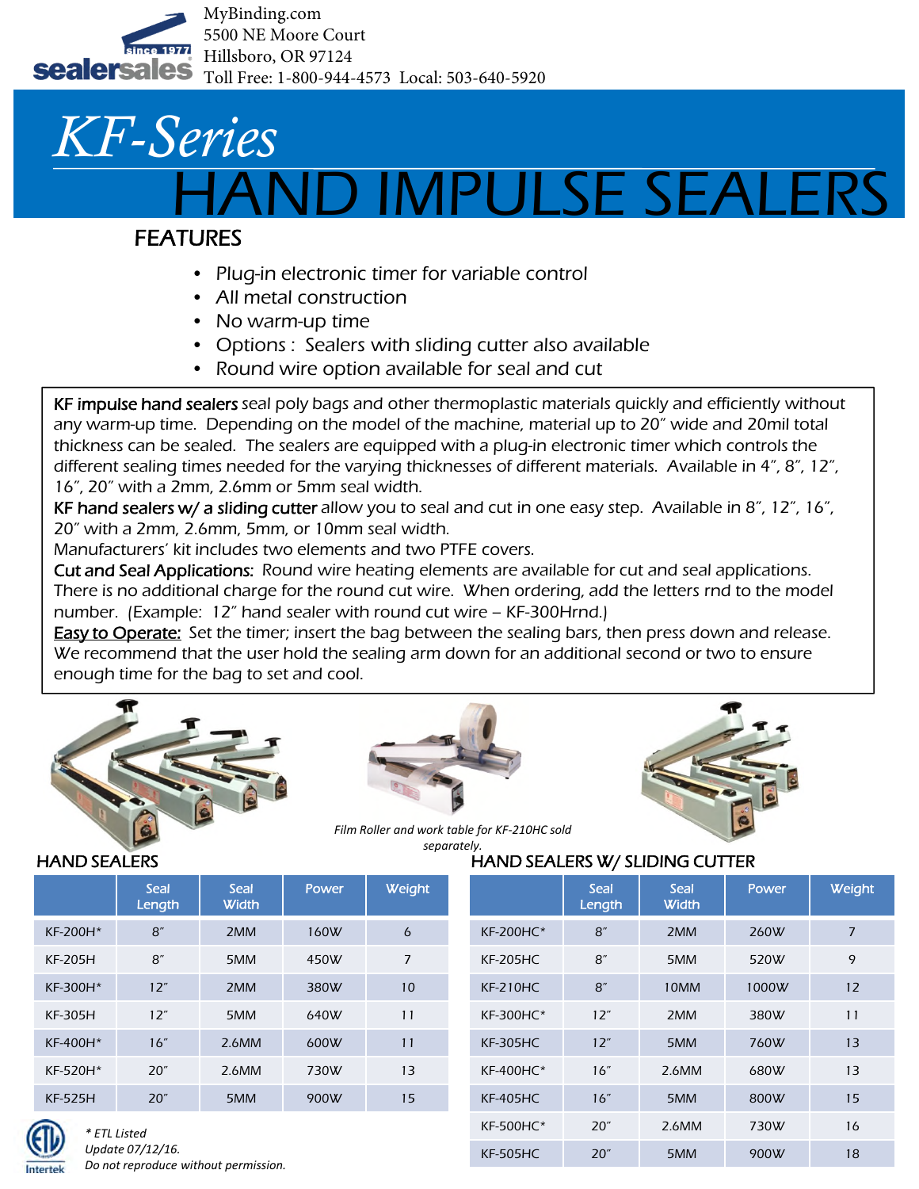MyBinding.com
5500 NE Moore Court
Hillsboro, OR 97124
Toll Free: 1-800-944-4573 Local: 503-640-5920

# *KF-Series*

# HAND IMPULSE SEALERS

## FEATURES

- Plug-in electronic timer for variable control
- All metal construction
- No warm-up time
- Options : Sealers with sliding cutter also available
- Round wire option available for seal and cut

**KF impulse hand sealers** seal poly bags and other thermoplastic materials quickly and efficiently without any warm-up time. Depending on the model of the machine, material up to 20″ wide and 20mil total thickness can be sealed. The sealers are equipped with a plug-in electronic timer which controls the different sealing times needed for the varying thicknesses of different materials. Available in 4″, 8″, 12″, 16″, 20″ with a 2mm, 2.6mm or 5mm seal width.

**KF hand sealers w/ a sliding cutter** allow you to seal and cut in one easy step. Available in 8″, 12″, 16″, 20″ with a 2mm, 2.6mm, 5mm, or 10mm seal width.

Manufacturers' kit includes two elements and two PTFE covers.

**Cut and Seal Applications:** Round wire heating elements are available for cut and seal applications. There is no additional charge for the round cut wire. When ordering, add the letters rnd to the model number. (Example: 12″ hand sealer with round cut wire – KF-300Hrnd.)

**Easy to Operate:** Set the timer; insert the bag between the sealing bars, then press down and release. We recommend that the user hold the sealing arm down for an additional second or two to ensure enough time for the bag to set and cool.

*Film Roller and work table for KF-210HC sold separately.*

## HAND SEALERS

| | Seal Length | Seal Width | Power | Weight |
|---|---|---|---|---|
| KF-200H* | 8″ | 2MM | 160W | 6 |
| KF-205H | 8″ | 5MM | 450W | 7 |
| KF-300H* | 12″ | 2MM | 380W | 10 |
| KF-305H | 12″ | 5MM | 640W | 11 |
| KF-400H* | 16″ | 2.6MM | 600W | 11 |
| KF-520H* | 20″ | 2.6MM | 730W | 13 |
| KF-525H | 20″ | 5MM | 900W | 15 |

## HAND SEALERS W/ SLIDING CUTTER

| | Seal Length | Seal Width | Power | Weight |
|---|---|---|---|---|
| KF-200HC* | 8″ | 2MM | 260W | 7 |
| KF-205HC | 8″ | 5MM | 520W | 9 |
| KF-210HC | 8″ | 10MM | 1000W | 12 |
| KF-300HC* | 12″ | 2MM | 380W | 11 |
| KF-305HC | 12″ | 5MM | 760W | 13 |
| KF-400HC* | 16″ | 2.6MM | 680W | 13 |
| KF-405HC | 16″ | 5MM | 800W | 15 |
| KF-500HC* | 20″ | 2.6MM | 730W | 16 |
| KF-505HC | 20″ | 5MM | 900W | 18 |

*\* ETL Listed*
*Update 07/12/16.*
*Do not reproduce without permission.*